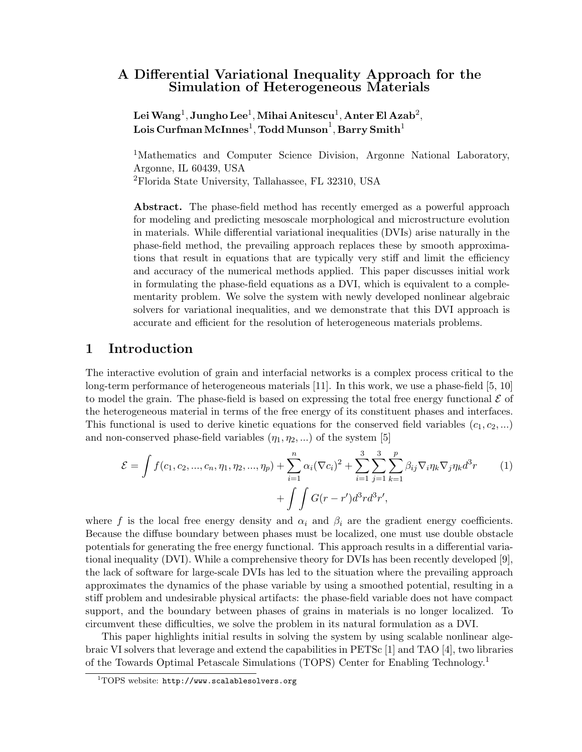# A Differential Variational Inequality Approach for the Simulation of Heterogeneous Materials

**Lei Wang**[1], **Jungho Lee**[1], **Mihai Anitescu**[1], **Anter El Azab**[2], **Lois Curfman McInnes**[1], **Todd Munson**[1], **Barry Smith**[1]

[1]Mathematics and Computer Science Division, Argonne National Laboratory, Argonne, IL 60439, USA

[2]Florida State University, Tallahassee, FL 32310, USA

**Abstract.** The phase-field method has recently emerged as a powerful approach for modeling and predicting mesoscale morphological and microstructure evolution in materials. While differential variational inequalities (DVIs) arise naturally in the phase-field method, the prevailing approach replaces these by smooth approximations that result in equations that are typically very stiff and limit the efficiency and accuracy of the numerical methods applied. This paper discusses initial work in formulating the phase-field equations as a DVI, which is equivalent to a complementarity problem. We solve the system with newly developed nonlinear algebraic solvers for variational inequalities, and we demonstrate that this DVI approach is accurate and efficient for the resolution of heterogeneous materials problems.

## 1 Introduction

The interactive evolution of grain and interfacial networks is a complex process critical to the long-term performance of heterogeneous materials [11]. In this work, we use a phase-field [5, 10] to model the grain. The phase-field is based on expressing the total free energy functional $\mathcal{E}$ of the heterogeneous material in terms of the free energy of its constituent phases and interfaces. This functional is used to derive kinetic equations for the conserved field variables $(c_1, c_2, ...)$ and non-conserved phase-field variables $(\eta_1, \eta_2, ...)$ of the system [5]

$$
\mathcal{E} = \int f(c_1, c_2, ..., c_n, \eta_1, \eta_2, ..., \eta_p) + \sum_{i=1}^{n} \alpha_i (\nabla c_i)^2 + \sum_{i=1}^{3}\sum_{j=1}^{3}\sum_{k=1}^{p} \beta_{ij} \nabla_i \eta_k \nabla_j \eta_k d^3 r \qquad (1)
$$
$$
+ \int\int G(r - r') d^3 r d^3 r',
$$

where $f$ is the local free energy density and $\alpha_i$ and $\beta_i$ are the gradient energy coefficients. Because the diffuse boundary between phases must be localized, one must use double obstacle potentials for generating the free energy functional. This approach results in a differential variational inequality (DVI). While a comprehensive theory for DVIs has been recently developed [9], the lack of software for large-scale DVIs has led to the situation where the prevailing approach approximates the dynamics of the phase variable by using a smoothed potential, resulting in a stiff problem and undesirable physical artifacts: the phase-field variable does not have compact support, and the boundary between phases of grains in materials is no longer localized. To circumvent these difficulties, we solve the problem in its natural formulation as a DVI.

This paper highlights initial results in solving the system by using scalable nonlinear algebraic VI solvers that leverage and extend the capabilities in PETSc [1] and TAO [4], two libraries of the Towards Optimal Petascale Simulations (TOPS) Center for Enabling Technology.[1]

[1]TOPS website: http://www.scalablesolvers.org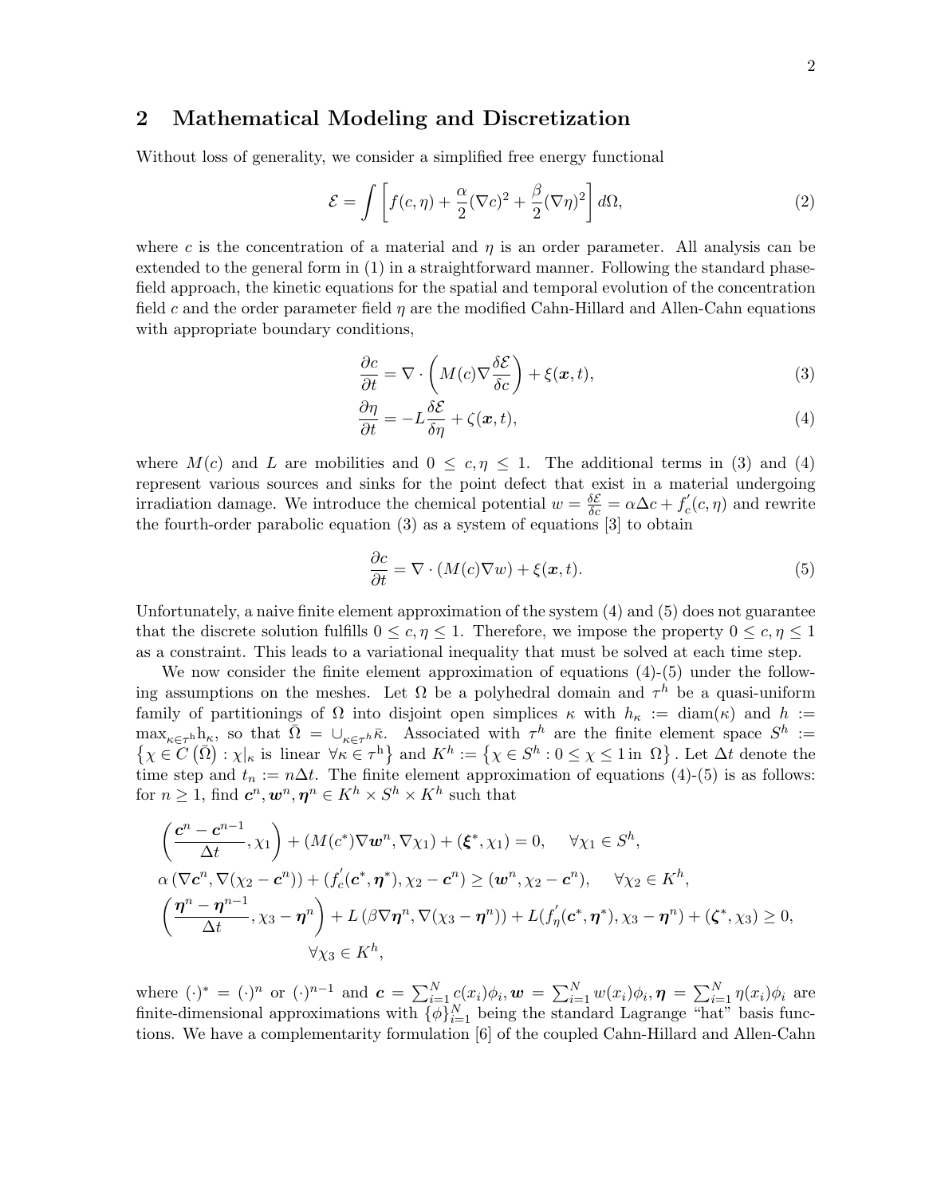## 2 Mathematical Modeling and Discretization

Without loss of generality, we consider a simplified free energy functional

$$\mathcal{E} = \int \left[ f(c, \eta) + \frac{\alpha}{2}(\nabla c)^2 + \frac{\beta}{2}(\nabla \eta)^2 \right] d\Omega, \tag{2}$$

where $c$ is the concentration of a material and $\eta$ is an order parameter. All analysis can be extended to the general form in (1) in a straightforward manner. Following the standard phase-field approach, the kinetic equations for the spatial and temporal evolution of the concentration field $c$ and the order parameter field $\eta$ are the modified Cahn-Hillard and Allen-Cahn equations with appropriate boundary conditions,

$$\frac{\partial c}{\partial t} = \nabla \cdot \left( M(c) \nabla \frac{\delta \mathcal{E}}{\delta c} \right) + \xi(\boldsymbol{x}, t), \tag{3}$$

$$\frac{\partial \eta}{\partial t} = -L \frac{\delta \mathcal{E}}{\delta \eta} + \zeta(\boldsymbol{x}, t), \tag{4}$$

where $M(c)$ and $L$ are mobilities and $0 \leq c, \eta \leq 1$. The additional terms in (3) and (4) represent various sources and sinks for the point defect that exist in a material undergoing irradiation damage. We introduce the chemical potential $w = \frac{\delta \mathcal{E}}{\delta c} = \alpha \Delta c + f_c^{'}(c, \eta)$ and rewrite the fourth-order parabolic equation (3) as a system of equations [3] to obtain

$$\frac{\partial c}{\partial t} = \nabla \cdot (M(c) \nabla w) + \xi(\boldsymbol{x}, t). \tag{5}$$

Unfortunately, a naive finite element approximation of the system (4) and (5) does not guarantee that the discrete solution fulfills $0 \leq c, \eta \leq 1$. Therefore, we impose the property $0 \leq c, \eta \leq 1$ as a constraint. This leads to a variational inequality that must be solved at each time step.

We now consider the finite element approximation of equations (4)-(5) under the following assumptions on the meshes. Let $\Omega$ be a polyhedral domain and $\tau^h$ be a quasi-uniform family of partitionings of $\Omega$ into disjoint open simplices $\kappa$ with $h_\kappa := \text{diam}(\kappa)$ and $h := \max_{\kappa \in \tau^h} h_\kappa$, so that $\bar{\Omega} = \cup_{\kappa \in \tau^h} \bar{\kappa}$. Associated with $\tau^h$ are the finite element space $S^h := \left\{ \chi \in C\left(\bar{\Omega}\right) : \chi|_\kappa \text{ is linear } \forall \kappa \in \tau^h \right\}$ and $K^h := \left\{ \chi \in S^h : 0 \leq \chi \leq 1 \text{ in } \Omega \right\}$. Let $\Delta t$ denote the time step and $t_n := n \Delta t$. The finite element approximation of equations (4)-(5) is as follows: for $n \geq 1$, find $\boldsymbol{c}^n, \boldsymbol{w}^n, \boldsymbol{\eta}^n \in K^h \times S^h \times K^h$ such that

$$
\begin{aligned}
&\left( \frac{\boldsymbol{c}^n - \boldsymbol{c}^{n-1}}{\Delta t}, \chi_1 \right) + (M(c^*) \nabla \boldsymbol{w}^n, \nabla \chi_1) + (\boldsymbol{\xi}^*, \chi_1) = 0, \quad \forall \chi_1 \in S^h, \\
&\alpha \left( \nabla \boldsymbol{c}^n, \nabla(\chi_2 - \boldsymbol{c}^n) \right) + (f_c^{'}(\boldsymbol{c}^*, \boldsymbol{\eta}^*), \chi_2 - \boldsymbol{c}^n) \geq (\boldsymbol{w}^n, \chi_2 - \boldsymbol{c}^n), \quad \forall \chi_2 \in K^h, \\
&\left( \frac{\boldsymbol{\eta}^n - \boldsymbol{\eta}^{n-1}}{\Delta t}, \chi_3 - \boldsymbol{\eta}^n \right) + L \left( \beta \nabla \boldsymbol{\eta}^n, \nabla(\chi_3 - \boldsymbol{\eta}^n) \right) + L(f_\eta^{'}(\boldsymbol{c}^*, \boldsymbol{\eta}^*), \chi_3 - \boldsymbol{\eta}^n) + (\boldsymbol{\zeta}^*, \chi_3) \geq 0, \\
&\qquad \forall \chi_3 \in K^h,
\end{aligned}
$$

where $(\cdot)^* = (\cdot)^n$ or $(\cdot)^{n-1}$ and $\boldsymbol{c} = \sum_{i=1}^N c(x_i)\phi_i, \boldsymbol{w} = \sum_{i=1}^N w(x_i)\phi_i, \boldsymbol{\eta} = \sum_{i=1}^N \eta(x_i)\phi_i$ are finite-dimensional approximations with $\{\phi\}_{i=1}^N$ being the standard Lagrange "hat" basis functions. We have a complementarity formulation [6] of the coupled Cahn-Hillard and Allen-Cahn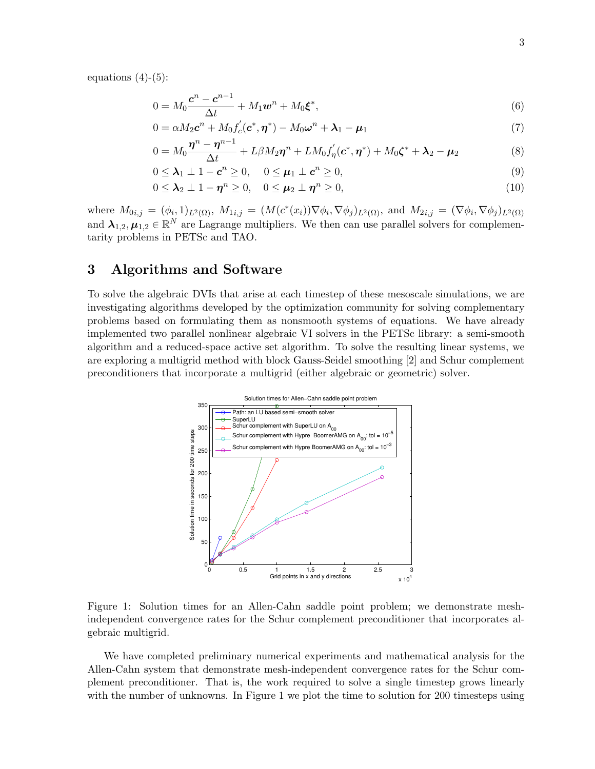equations (4)-(5):

$$0 = M_0 \frac{\boldsymbol{c}^n - \boldsymbol{c}^{n-1}}{\Delta t} + M_1 \boldsymbol{w}^n + M_0 \boldsymbol{\xi}^*, \tag{6}$$

$$0 = \alpha M_2 \boldsymbol{c}^n + M_0 f_c^{'}(\boldsymbol{c}^*, \boldsymbol{\eta}^*) - M_0 \boldsymbol{\omega}^n + \boldsymbol{\lambda}_1 - \boldsymbol{\mu}_1 \tag{7}$$

$$0 = M_0 \frac{\boldsymbol{\eta}^n - \boldsymbol{\eta}^{n-1}}{\Delta t} + L\beta M_2 \boldsymbol{\eta}^n + L M_0 f_\eta^{'}(\boldsymbol{c}^*, \boldsymbol{\eta}^*) + M_0 \boldsymbol{\zeta}^* + \boldsymbol{\lambda}_2 - \boldsymbol{\mu}_2 \tag{8}$$

$$0 \leq \boldsymbol{\lambda}_1 \perp 1 - \boldsymbol{c}^n \geq 0, \quad 0 \leq \boldsymbol{\mu}_1 \perp \boldsymbol{c}^n \geq 0, \tag{9}$$

$$0 \leq \boldsymbol{\lambda}_2 \perp 1 - \boldsymbol{\eta}^n \geq 0, \quad 0 \leq \boldsymbol{\mu}_2 \perp \boldsymbol{\eta}^n \geq 0, \tag{10}$$

where $M_{0i,j} = (\phi_i, 1)_{L^2(\Omega)}$, $M_{1i,j} = (M(c^*(x_i))\nabla\phi_i, \nabla\phi_j)_{L^2(\Omega)}$, and $M_{2i,j} = (\nabla\phi_i, \nabla\phi_j)_{L^2(\Omega)}$ and $\boldsymbol{\lambda}_{1,2}, \boldsymbol{\mu}_{1,2} \in \mathbb{R}^N$ are Lagrange multipliers. We then can use parallel solvers for complementarity problems in PETSc and TAO.

# 3 Algorithms and Software

To solve the algebraic DVIs that arise at each timestep of these mesoscale simulations, we are investigating algorithms developed by the optimization community for solving complementary problems based on formulating them as nonsmooth systems of equations. We have already implemented two parallel nonlinear algebraic VI solvers in the PETSc library: a semi-smooth algorithm and a reduced-space active set algorithm. To solve the resulting linear systems, we are exploring a multigrid method with block Gauss-Seidel smoothing [2] and Schur complement preconditioners that incorporate a multigrid (either algebraic or geometric) solver.

Figure 1: Solution times for an Allen-Cahn saddle point problem; we demonstrate mesh-independent convergence rates for the Schur complement preconditioner that incorporates algebraic multigrid.

We have completed preliminary numerical experiments and mathematical analysis for the Allen-Cahn system that demonstrate mesh-independent convergence rates for the Schur complement preconditioner. That is, the work required to solve a single timestep grows linearly with the number of unknowns. In Figure 1 we plot the time to solution for 200 timesteps using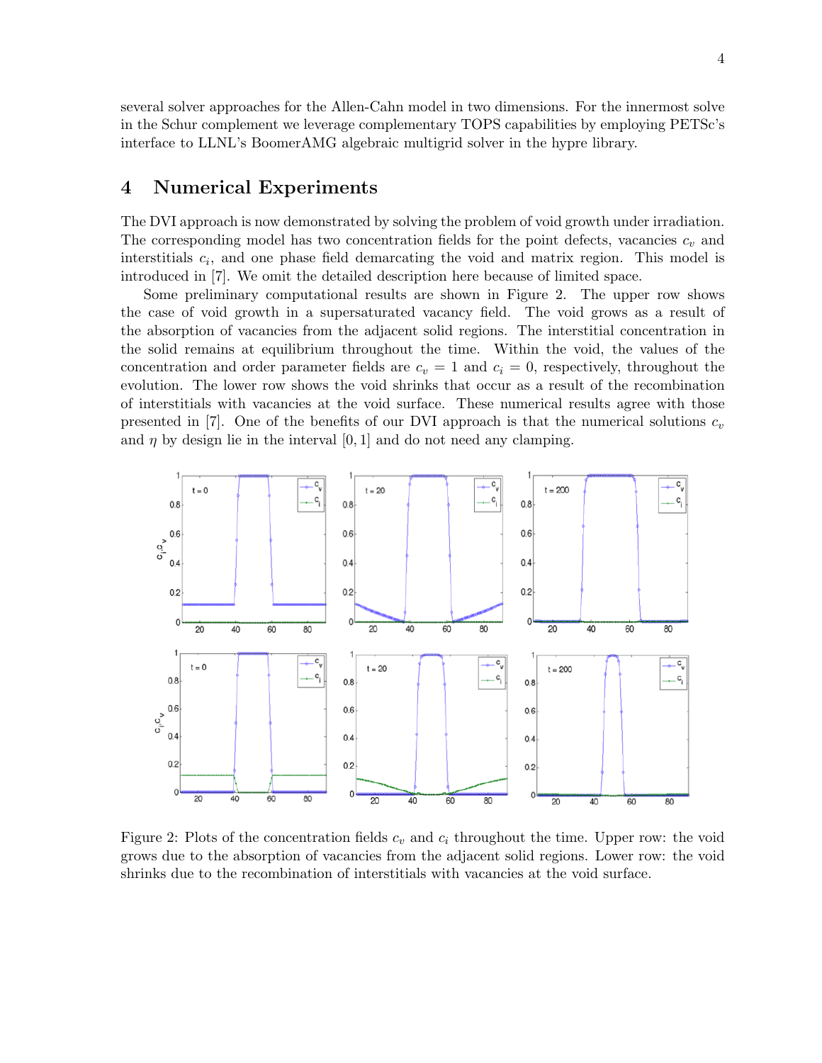several solver approaches for the Allen-Cahn model in two dimensions. For the innermost solve in the Schur complement we leverage complementary TOPS capabilities by employing PETSc's interface to LLNL's BoomerAMG algebraic multigrid solver in the hypre library.

## 4 Numerical Experiments

The DVI approach is now demonstrated by solving the problem of void growth under irradiation. The corresponding model has two concentration fields for the point defects, vacancies $c_v$ and interstitials $c_i$, and one phase field demarcating the void and matrix region. This model is introduced in [7]. We omit the detailed description here because of limited space.

Some preliminary computational results are shown in Figure 2. The upper row shows the case of void growth in a supersaturated vacancy field. The void grows as a result of the absorption of vacancies from the adjacent solid regions. The interstitial concentration in the solid remains at equilibrium throughout the time. Within the void, the values of the concentration and order parameter fields are $c_v = 1$ and $c_i = 0$, respectively, throughout the evolution. The lower row shows the void shrinks that occur as a result of the recombination of interstitials with vacancies at the void surface. These numerical results agree with those presented in [7]. One of the benefits of our DVI approach is that the numerical solutions $c_v$ and $\eta$ by design lie in the interval $[0, 1]$ and do not need any clamping.

Figure 2: Plots of the concentration fields $c_v$ and $c_i$ throughout the time. Upper row: the void grows due to the absorption of vacancies from the adjacent solid regions. Lower row: the void shrinks due to the recombination of interstitials with vacancies at the void surface.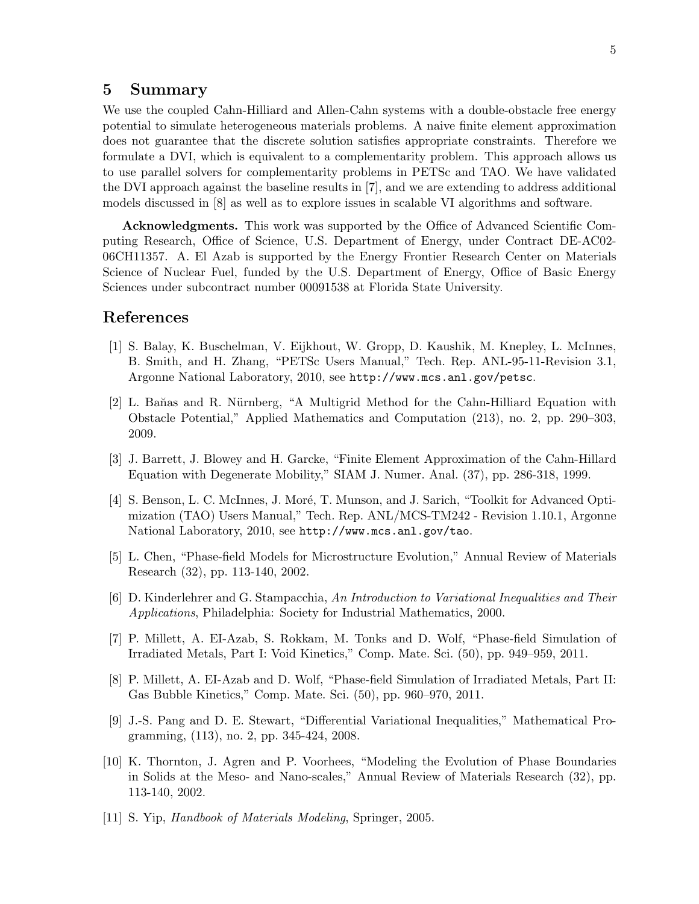## 5 Summary

We use the coupled Cahn-Hilliard and Allen-Cahn systems with a double-obstacle free energy potential to simulate heterogeneous materials problems. A naive finite element approximation does not guarantee that the discrete solution satisfies appropriate constraints. Therefore we formulate a DVI, which is equivalent to a complementarity problem. This approach allows us to use parallel solvers for complementarity problems in PETSc and TAO. We have validated the DVI approach against the baseline results in [7], and we are extending to address additional models discussed in [8] as well as to explore issues in scalable VI algorithms and software.

**Acknowledgments.** This work was supported by the Office of Advanced Scientific Computing Research, Office of Science, U.S. Department of Energy, under Contract DE-AC02-06CH11357. A. El Azab is supported by the Energy Frontier Research Center on Materials Science of Nuclear Fuel, funded by the U.S. Department of Energy, Office of Basic Energy Sciences under subcontract number 00091538 at Florida State University.

## References

[1] S. Balay, K. Buschelman, V. Eijkhout, W. Gropp, D. Kaushik, M. Knepley, L. McInnes, B. Smith, and H. Zhang, "PETSc Users Manual," Tech. Rep. ANL-95-11-Revision 3.1, Argonne National Laboratory, 2010, see `http://www.mcs.anl.gov/petsc`.

[2] L. Baňas and R. Nürnberg, "A Multigrid Method for the Cahn-Hilliard Equation with Obstacle Potential," Applied Mathematics and Computation (213), no. 2, pp. 290–303, 2009.

[3] J. Barrett, J. Blowey and H. Garcke, "Finite Element Approximation of the Cahn-Hillard Equation with Degenerate Mobility," SIAM J. Numer. Anal. (37), pp. 286-318, 1999.

[4] S. Benson, L. C. McInnes, J. Moré, T. Munson, and J. Sarich, "Toolkit for Advanced Optimization (TAO) Users Manual," Tech. Rep. ANL/MCS-TM242 - Revision 1.10.1, Argonne National Laboratory, 2010, see `http://www.mcs.anl.gov/tao`.

[5] L. Chen, "Phase-field Models for Microstructure Evolution," Annual Review of Materials Research (32), pp. 113-140, 2002.

[6] D. Kinderlehrer and G. Stampacchia, *An Introduction to Variational Inequalities and Their Applications*, Philadelphia: Society for Industrial Mathematics, 2000.

[7] P. Millett, A. EI-Azab, S. Rokkam, M. Tonks and D. Wolf, "Phase-field Simulation of Irradiated Metals, Part I: Void Kinetics," Comp. Mate. Sci. (50), pp. 949–959, 2011.

[8] P. Millett, A. EI-Azab and D. Wolf, "Phase-field Simulation of Irradiated Metals, Part II: Gas Bubble Kinetics," Comp. Mate. Sci. (50), pp. 960–970, 2011.

[9] J.-S. Pang and D. E. Stewart, "Differential Variational Inequalities," Mathematical Programming, (113), no. 2, pp. 345-424, 2008.

[10] K. Thornton, J. Agren and P. Voorhees, "Modeling the Evolution of Phase Boundaries in Solids at the Meso- and Nano-scales," Annual Review of Materials Research (32), pp. 113-140, 2002.

[11] S. Yip, *Handbook of Materials Modeling*, Springer, 2005.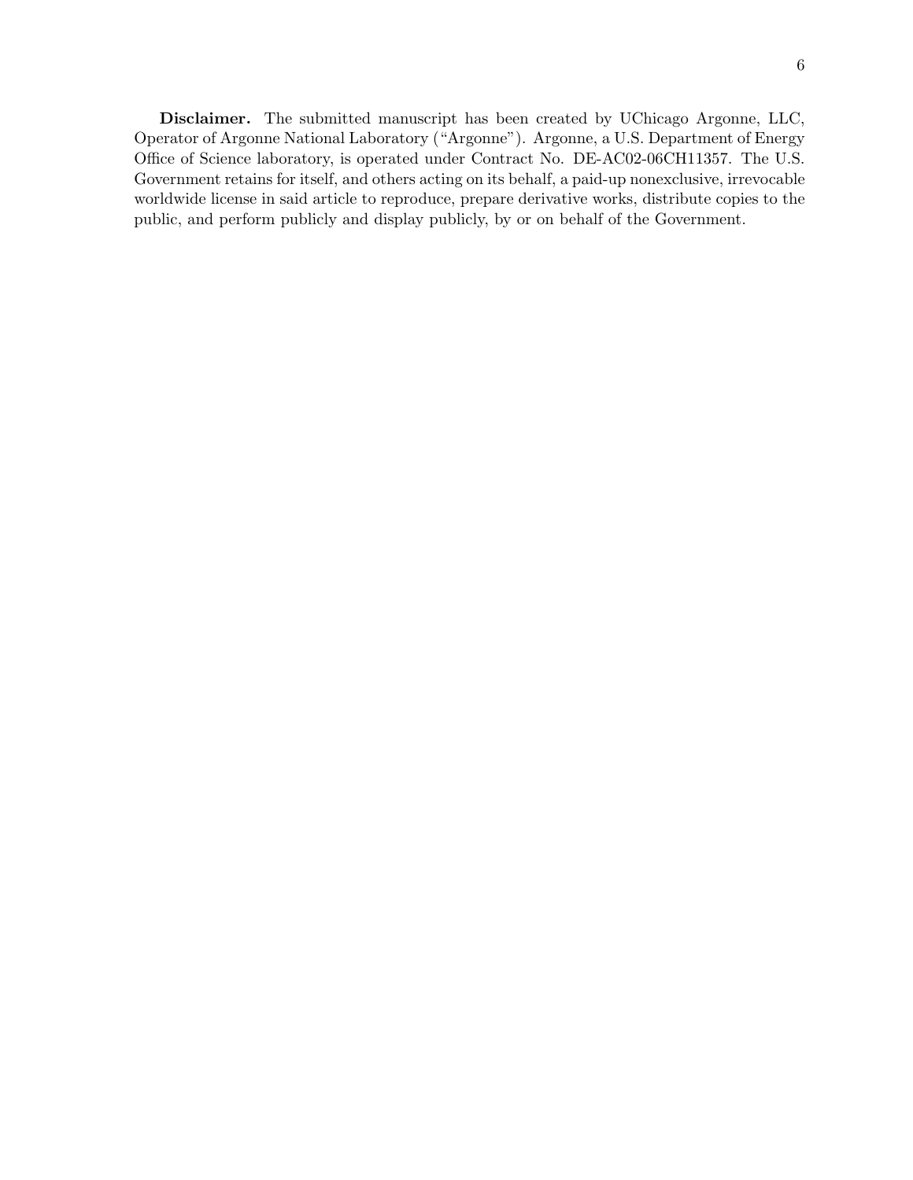**Disclaimer.** The submitted manuscript has been created by UChicago Argonne, LLC, Operator of Argonne National Laboratory ("Argonne"). Argonne, a U.S. Department of Energy Office of Science laboratory, is operated under Contract No. DE-AC02-06CH11357. The U.S. Government retains for itself, and others acting on its behalf, a paid-up nonexclusive, irrevocable worldwide license in said article to reproduce, prepare derivative works, distribute copies to the public, and perform publicly and display publicly, by or on behalf of the Government.